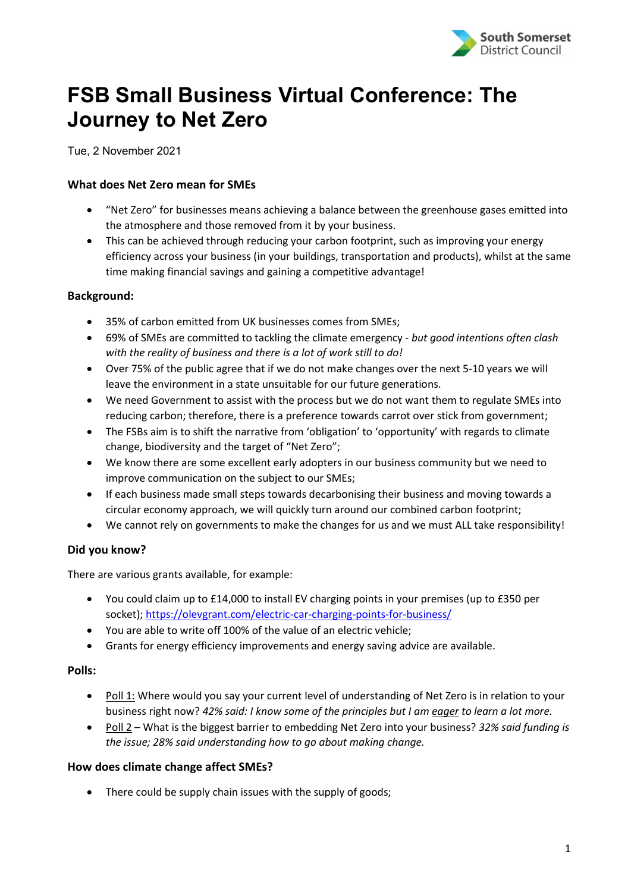# FSB Small Business Virtual Conference: The Journey to Net Zero

Tue, 2 November 2021

### What does Net Zero mean for SMEs

- "Net Zero" for businesses means achieving a balance between the greenhouse gases emitted into the atmosphere and those removed from it by your business.
- This can be achieved through reducing your carbon footprint, such as improving your energy efficiency across your business (in your buildings, transportation and products), whilst at the same time making financial savings and gaining a competitive advantage!

### Background:

- 35% of carbon emitted from UK businesses comes from SMEs;
- 69% of SMEs are committed to tackling the climate emergency - *but good intentions often clash with the reality of business and there is a lot of work still to do!*
- Over 75% of the public agree that if we do not make changes over the next 5-10 years we will leave the environment in a state unsuitable for our future generations.
- We need Government to assist with the process but we do not want them to regulate SMEs into reducing carbon; therefore, there is a preference towards carrot over stick from government;
- The FSBs aim is to shift the narrative from 'obligation' to 'opportunity' with regards to climate change, biodiversity and the target of "Net Zero";
- We know there are some excellent early adopters in our business community but we need to improve communication on the subject to our SMEs;
- If each business made small steps towards decarbonising their business and moving towards a circular economy approach, we will quickly turn around our combined carbon footprint;
- We cannot rely on governments to make the changes for us and we must ALL take responsibility!

### Did you know?

There are various grants available, for example:

- You could claim up to £14,000 to install EV charging points in your premises (up to £350 per socket); https://olevgrant.com/electric-car-charging-points-for-business/
- You are able to write off 100% of the value of an electric vehicle;
- Grants for energy efficiency improvements and energy saving advice are available.

### Polls:

- Poll 1: Where would you say your current level of understanding of Net Zero is in relation to your business right now? *42% said: I know some of the principles but I am eager to learn a lot more.*
- Poll 2 – What is the biggest barrier to embedding Net Zero into your business? *32% said funding is the issue; 28% said understanding how to go about making change.*

### How does climate change affect SMEs?

- There could be supply chain issues with the supply of goods;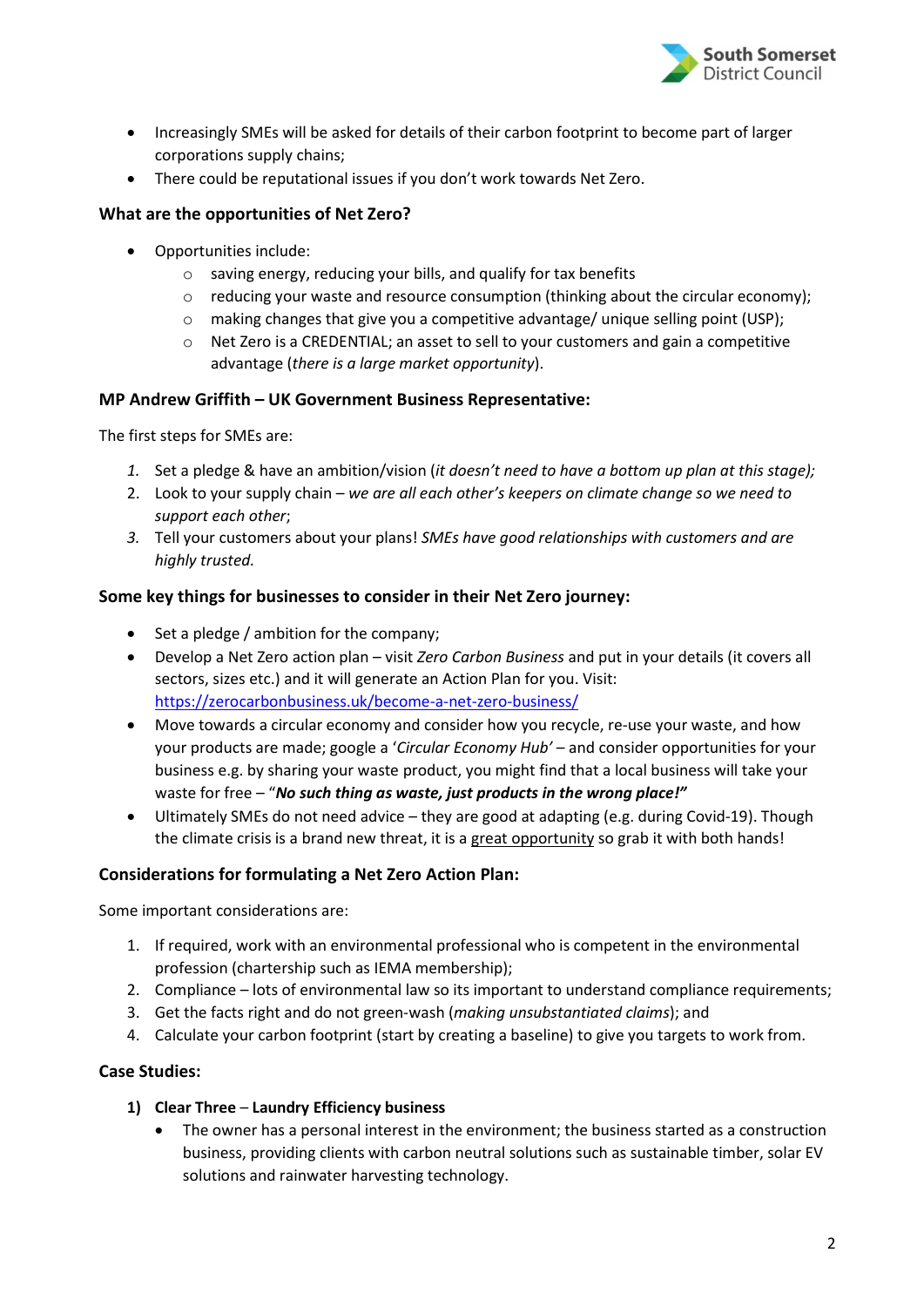- Increasingly SMEs will be asked for details of their carbon footprint to become part of larger corporations supply chains;
- There could be reputational issues if you don't work towards Net Zero.

### What are the opportunities of Net Zero?

- Opportunities include:
  - saving energy, reducing your bills, and qualify for tax benefits
  - reducing your waste and resource consumption (thinking about the circular economy);
  - making changes that give you a competitive advantage/ unique selling point (USP);
  - Net Zero is a CREDENTIAL; an asset to sell to your customers and gain a competitive advantage (*there is a large market opportunity*).

### MP Andrew Griffith – UK Government Business Representative:

The first steps for SMEs are:

1. Set a pledge & have an ambition/vision (*it doesn't need to have a bottom up plan at this stage);*
2. Look to your supply chain – *we are all each other's keepers on climate change so we need to support each other*;
3. Tell your customers about your plans! *SMEs have good relationships with customers and are highly trusted.*

### Some key things for businesses to consider in their Net Zero journey:

- Set a pledge / ambition for the company;
- Develop a Net Zero action plan – visit *Zero Carbon Business* and put in your details (it covers all sectors, sizes etc.) and it will generate an Action Plan for you. Visit: https://zerocarbonbusiness.uk/become-a-net-zero-business/
- Move towards a circular economy and consider how you recycle, re-use your waste, and how your products are made; google a '*Circular Economy Hub'* – and consider opportunities for your business e.g. by sharing your waste product, you might find that a local business will take your waste for free – "***No such thing as waste, just products in the wrong place!"***
- Ultimately SMEs do not need advice – they are good at adapting (e.g. during Covid-19). Though the climate crisis is a brand new threat, it is a great opportunity so grab it with both hands!

### Considerations for formulating a Net Zero Action Plan:

Some important considerations are:

1. If required, work with an environmental professional who is competent in the environmental profession (chartership such as IEMA membership);
2. Compliance – lots of environmental law so its important to understand compliance requirements;
3. Get the facts right and do not green-wash (*making unsubstantiated claims*); and
4. Calculate your carbon footprint (start by creating a baseline) to give you targets to work from.

### Case Studies:

1) **Clear Three – Laundry Efficiency business**
   - The owner has a personal interest in the environment; the business started as a construction business, providing clients with carbon neutral solutions such as sustainable timber, solar EV solutions and rainwater harvesting technology.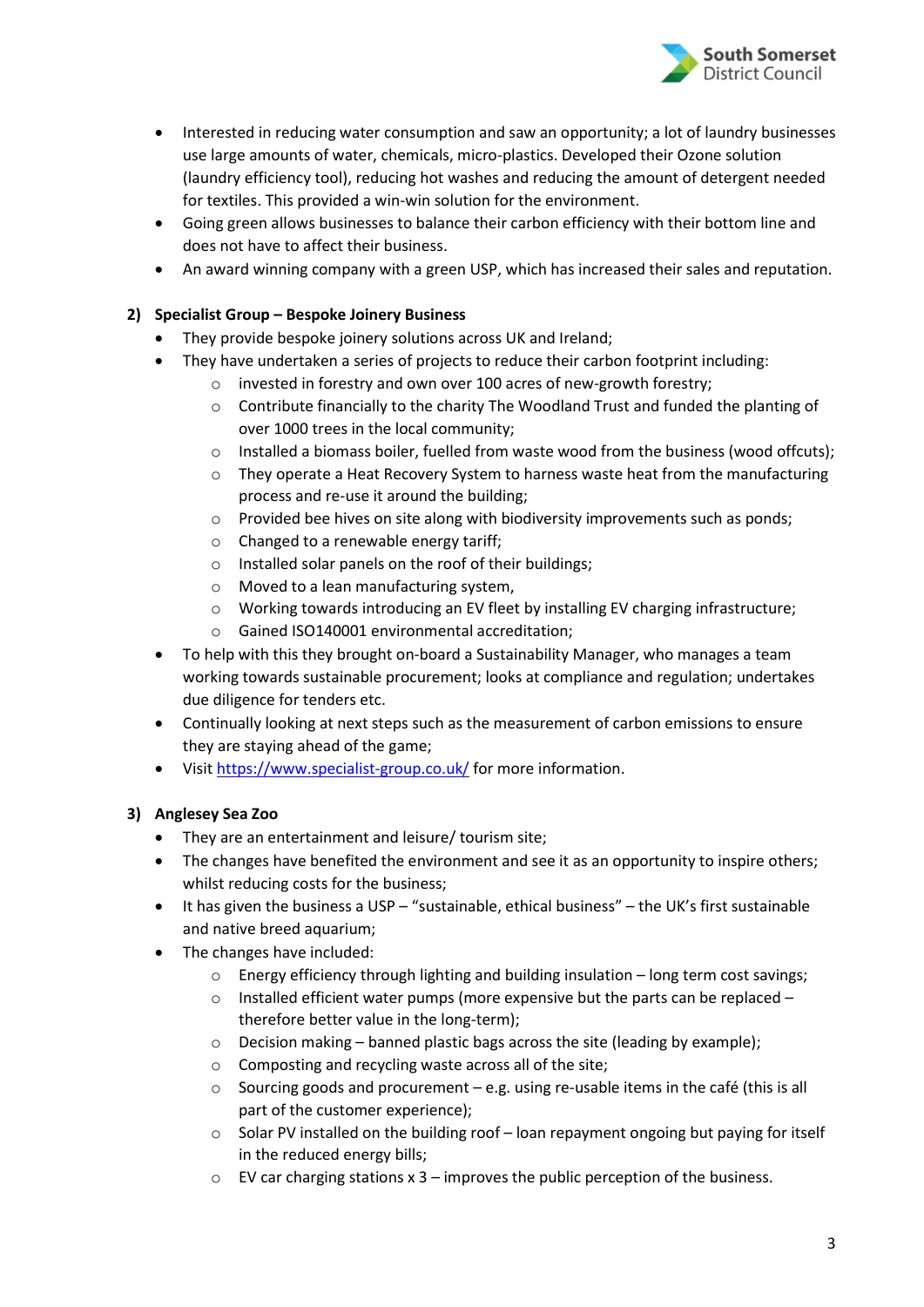- Interested in reducing water consumption and saw an opportunity; a lot of laundry businesses use large amounts of water, chemicals, micro-plastics. Developed their Ozone solution (laundry efficiency tool), reducing hot washes and reducing the amount of detergent needed for textiles. This provided a win-win solution for the environment.
- Going green allows businesses to balance their carbon efficiency with their bottom line and does not have to affect their business.
- An award winning company with a green USP, which has increased their sales and reputation.

**2) Specialist Group – Bespoke Joinery Business**

- They provide bespoke joinery solutions across UK and Ireland;
- They have undertaken a series of projects to reduce their carbon footprint including:
  - invested in forestry and own over 100 acres of new-growth forestry;
  - Contribute financially to the charity The Woodland Trust and funded the planting of over 1000 trees in the local community;
  - Installed a biomass boiler, fuelled from waste wood from the business (wood offcuts);
  - They operate a Heat Recovery System to harness waste heat from the manufacturing process and re-use it around the building;
  - Provided bee hives on site along with biodiversity improvements such as ponds;
  - Changed to a renewable energy tariff;
  - Installed solar panels on the roof of their buildings;
  - Moved to a lean manufacturing system,
  - Working towards introducing an EV fleet by installing EV charging infrastructure;
  - Gained ISO140001 environmental accreditation;
- To help with this they brought on-board a Sustainability Manager, who manages a team working towards sustainable procurement; looks at compliance and regulation; undertakes due diligence for tenders etc.
- Continually looking at next steps such as the measurement of carbon emissions to ensure they are staying ahead of the game;
- Visit [https://www.specialist-group.co.uk/](https://www.specialist-group.co.uk/) for more information.

**3) Anglesey Sea Zoo**

- They are an entertainment and leisure/ tourism site;
- The changes have benefited the environment and see it as an opportunity to inspire others; whilst reducing costs for the business;
- It has given the business a USP – "sustainable, ethical business" – the UK's first sustainable and native breed aquarium;
- The changes have included:
  - Energy efficiency through lighting and building insulation – long term cost savings;
  - Installed efficient water pumps (more expensive but the parts can be replaced – therefore better value in the long-term);
  - Decision making – banned plastic bags across the site (leading by example);
  - Composting and recycling waste across all of the site;
  - Sourcing goods and procurement – e.g. using re-usable items in the café (this is all part of the customer experience);
  - Solar PV installed on the building roof – loan repayment ongoing but paying for itself in the reduced energy bills;
  - EV car charging stations x 3 – improves the public perception of the business.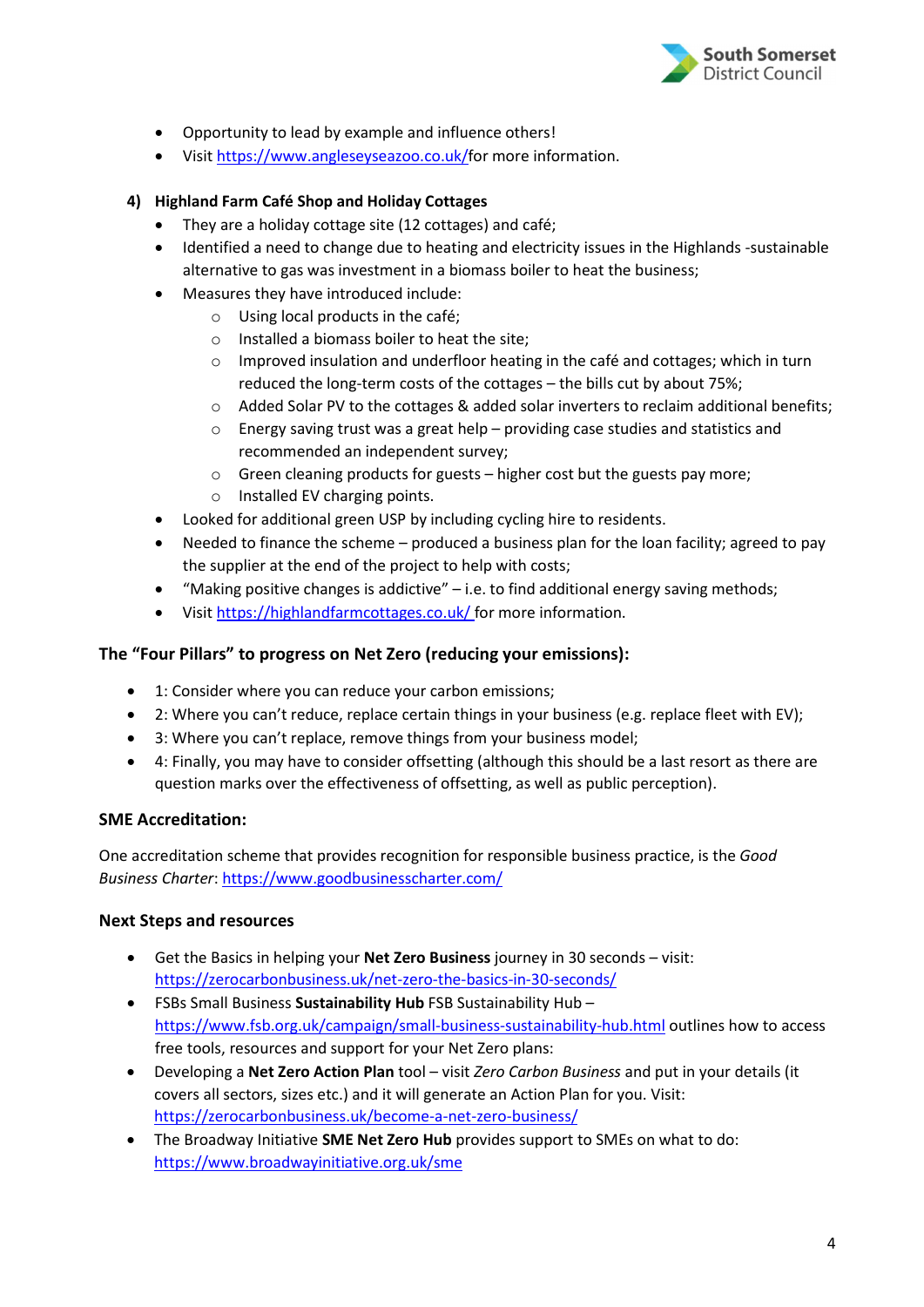- Opportunity to lead by example and influence others!
- Visit https://www.angleseyseazoo.co.uk/for more information.

4) **Highland Farm Café Shop and Holiday Cottages**
   - They are a holiday cottage site (12 cottages) and café;
   - Identified a need to change due to heating and electricity issues in the Highlands -sustainable alternative to gas was investment in a biomass boiler to heat the business;
   - Measures they have introduced include:
     - Using local products in the café;
     - Installed a biomass boiler to heat the site;
     - Improved insulation and underfloor heating in the café and cottages; which in turn reduced the long-term costs of the cottages – the bills cut by about 75%;
     - Added Solar PV to the cottages & added solar inverters to reclaim additional benefits;
     - Energy saving trust was a great help – providing case studies and statistics and recommended an independent survey;
     - Green cleaning products for guests – higher cost but the guests pay more;
     - Installed EV charging points.
   - Looked for additional green USP by including cycling hire to residents.
   - Needed to finance the scheme – produced a business plan for the loan facility; agreed to pay the supplier at the end of the project to help with costs;
   - "Making positive changes is addictive" – i.e. to find additional energy saving methods;
   - Visit https://highlandfarmcottages.co.uk/ for more information.

### The "Four Pillars" to progress on Net Zero (reducing your emissions):

- 1: Consider where you can reduce your carbon emissions;
- 2: Where you can't reduce, replace certain things in your business (e.g. replace fleet with EV);
- 3: Where you can't replace, remove things from your business model;
- 4: Finally, you may have to consider offsetting (although this should be a last resort as there are question marks over the effectiveness of offsetting, as well as public perception).

### SME Accreditation:

One accreditation scheme that provides recognition for responsible business practice, is the *Good Business Charter*: https://www.goodbusinesscharter.com/

### Next Steps and resources

- Get the Basics in helping your **Net Zero Business** journey in 30 seconds – visit: https://zerocarbonbusiness.uk/net-zero-the-basics-in-30-seconds/
- FSBs Small Business **Sustainability Hub** FSB Sustainability Hub – https://www.fsb.org.uk/campaign/small-business-sustainability-hub.html outlines how to access free tools, resources and support for your Net Zero plans:
- Developing a **Net Zero Action Plan** tool – visit *Zero Carbon Business* and put in your details (it covers all sectors, sizes etc.) and it will generate an Action Plan for you. Visit: https://zerocarbonbusiness.uk/become-a-net-zero-business/
- The Broadway Initiative **SME Net Zero Hub** provides support to SMEs on what to do: https://www.broadwayinitiative.org.uk/sme